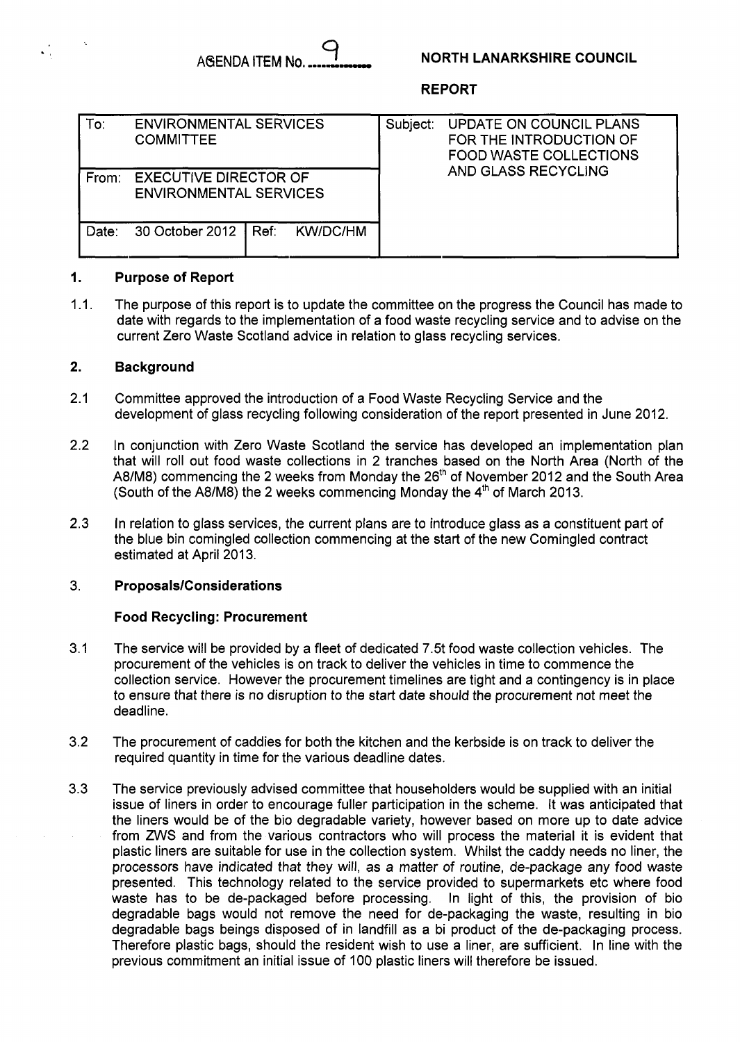AGENDA ITEM No. 9

**NORTH LANARKSHIRE COUNCIL**

**REPORT**

| To: ENVIRONMENTAL SERVICES COMMITTEE | | Subject: UPDATE ON COUNCIL PLANS FOR THE INTRODUCTION OF FOOD WASTE COLLECTIONS AND GLASS RECYCLING |
|---|---|---|
| From: EXECUTIVE DIRECTOR OF ENVIRONMENTAL SERVICES | | |
| Date: 30 October 2012 | Ref: KW/DC/HM | |

## 1. Purpose of Report

1.1. The purpose of this report is to update the committee on the progress the Council has made to date with regards to the implementation of a food waste recycling service and to advise on the current Zero Waste Scotland advice in relation to glass recycling services.

## 2. Background

2.1 Committee approved the introduction of a Food Waste Recycling Service and the development of glass recycling following consideration of the report presented in June 2012.

2.2 In conjunction with Zero Waste Scotland the service has developed an implementation plan that will roll out food waste collections in 2 tranches based on the North Area (North of the A8/M8) commencing the 2 weeks from Monday the 26th of November 2012 and the South Area (South of the A8/M8) the 2 weeks commencing Monday the 4th of March 2013.

2.3 In relation to glass services, the current plans are to introduce glass as a constituent part of the blue bin comingled collection commencing at the start of the new Comingled contract estimated at April 2013.

## 3. Proposals/Considerations

### Food Recycling: Procurement

3.1 The service will be provided by a fleet of dedicated 7.5t food waste collection vehicles. The procurement of the vehicles is on track to deliver the vehicles in time to commence the collection service. However the procurement timelines are tight and a contingency is in place to ensure that there is no disruption to the start date should the procurement not meet the deadline.

3.2 The procurement of caddies for both the kitchen and the kerbside is on track to deliver the required quantity in time for the various deadline dates.

3.3 The service previously advised committee that householders would be supplied with an initial issue of liners in order to encourage fuller participation in the scheme. It was anticipated that the liners would be of the bio degradable variety, however based on more up to date advice from ZWS and from the various contractors who will process the material it is evident that plastic liners are suitable for use in the collection system. Whilst the caddy needs no liner, the processors have indicated that they will, as a matter of routine, de-package any food waste presented. This technology related to the service provided to supermarkets etc where food waste has to be de-packaged before processing. In light of this, the provision of bio degradable bags would not remove the need for de-packaging the waste, resulting in bio degradable bags beings disposed of in landfill as a bi product of the de-packaging process. Therefore plastic bags, should the resident wish to use a liner, are sufficient. In line with the previous commitment an initial issue of 100 plastic liners will therefore be issued.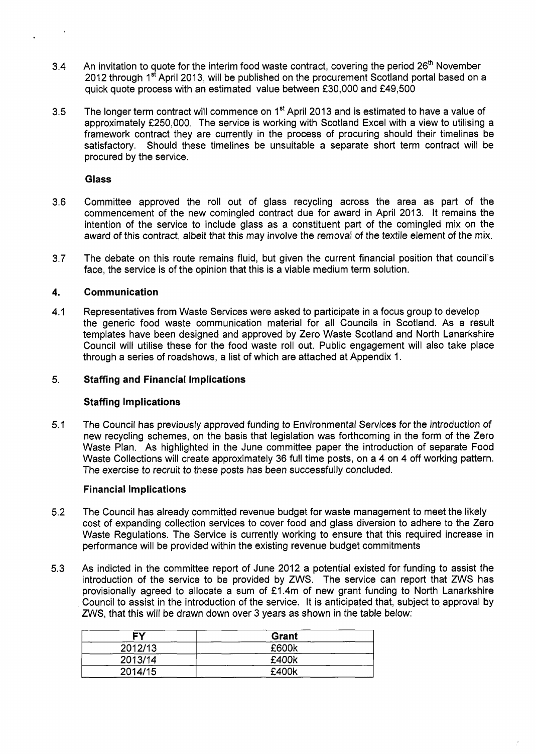3.4 An invitation to quote for the interim food waste contract, covering the period 26th November 2012 through 1st April 2013, will be published on the procurement Scotland portal based on a quick quote process with an estimated value between £30,000 and £49,500

3.5 The longer term contract will commence on 1st April 2013 and is estimated to have a value of approximately £250,000. The service is working with Scotland Excel with a view to utilising a framework contract they are currently in the process of procuring should their timelines be satisfactory. Should these timelines be unsuitable a separate short term contract will be procured by the service.

**Glass**

3.6 Committee approved the roll out of glass recycling across the area as part of the commencement of the new comingled contract due for award in April 2013. It remains the intention of the service to include glass as a constituent part of the comingled mix on the award of this contract, albeit that this may involve the removal of the textile element of the mix.

3.7 The debate on this route remains fluid, but given the current financial position that council's face, the service is of the opinion that this is a viable medium term solution.

## 4. Communication

4.1 Representatives from Waste Services were asked to participate in a focus group to develop the generic food waste communication material for all Councils in Scotland. As a result templates have been designed and approved by Zero Waste Scotland and North Lanarkshire Council will utilise these for the food waste roll out. Public engagement will also take place through a series of roadshows, a list of which are attached at Appendix 1.

## 5. Staffing and Financial Implications

**Staffing Implications**

5.1 The Council has previously approved funding to Environmental Services for the introduction of new recycling schemes, on the basis that legislation was forthcoming in the form of the Zero Waste Plan. As highlighted in the June committee paper the introduction of separate Food Waste Collections will create approximately 36 full time posts, on a 4 on 4 off working pattern. The exercise to recruit to these posts has been successfully concluded.

**Financial Implications**

5.2 The Council has already committed revenue budget for waste management to meet the likely cost of expanding collection services to cover food and glass diversion to adhere to the Zero Waste Regulations. The Service is currently working to ensure that this required increase in performance will be provided within the existing revenue budget commitments

5.3 As indicted in the committee report of June 2012 a potential existed for funding to assist the introduction of the service to be provided by ZWS. The service can report that ZWS has provisionally agreed to allocate a sum of £1.4m of new grant funding to North Lanarkshire Council to assist in the introduction of the service. It is anticipated that, subject to approval by ZWS, that this will be drawn down over 3 years as shown in the table below:

| FY | Grant |
|---|---|
| 2012/13 | £600k |
| 2013/14 | £400k |
| 2014/15 | £400k |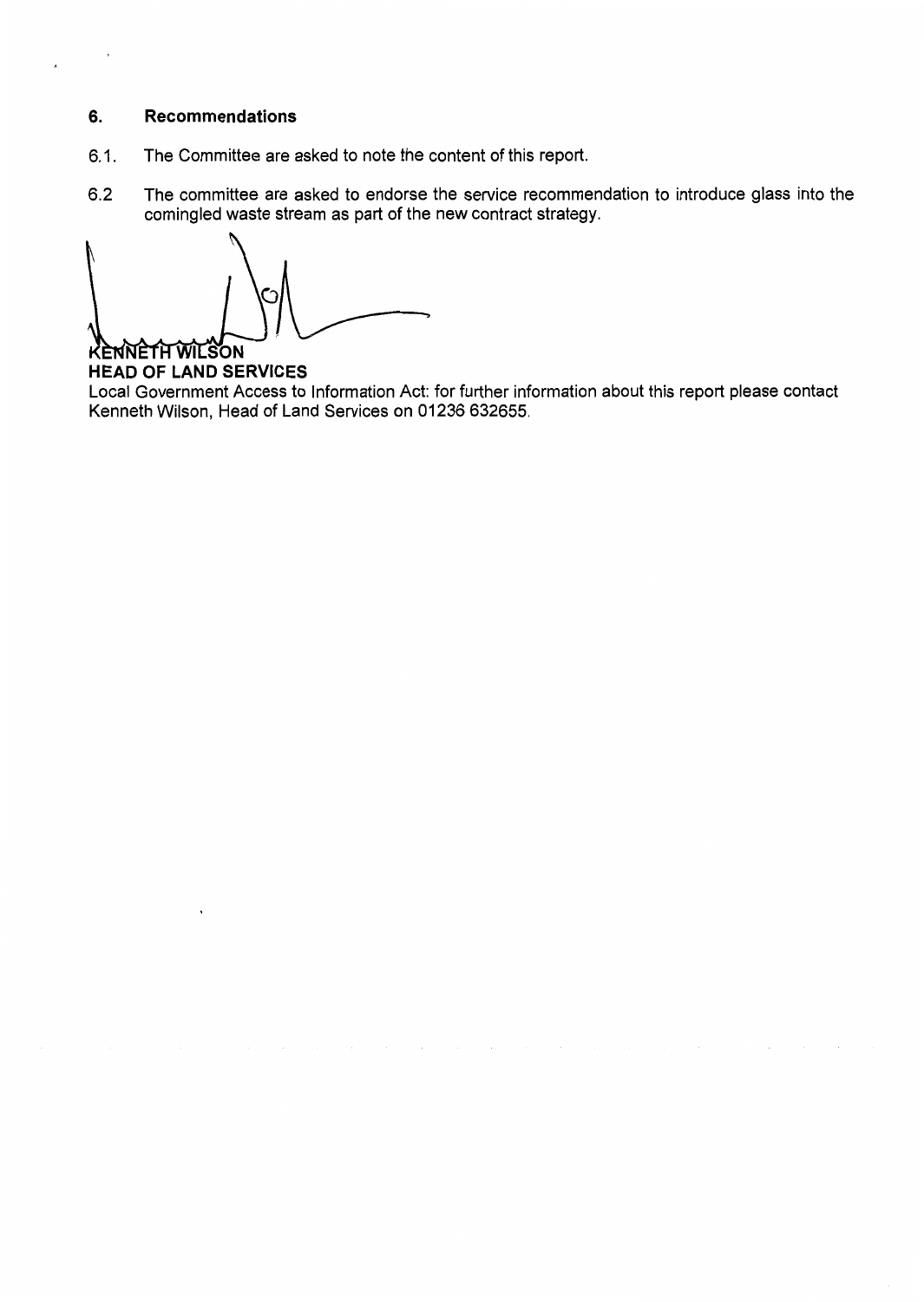## 6. Recommendations

6.1. The Committee are asked to note the content of this report.

6.2 The committee are asked to endorse the service recommendation to introduce glass into the comingled waste stream as part of the new contract strategy.

**KENNETH WILSON**
**HEAD OF LAND SERVICES**

Local Government Access to Information Act: for further information about this report please contact Kenneth Wilson, Head of Land Services on 01236 632655.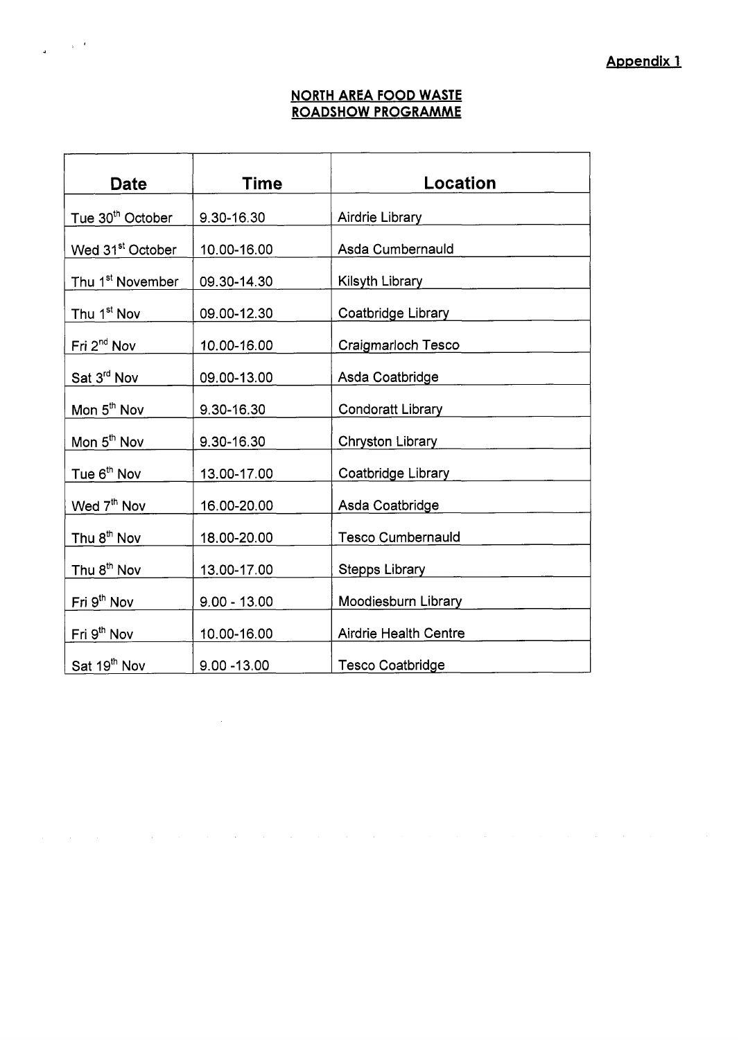**Appendix 1**

## NORTH AREA FOOD WASTE ROADSHOW PROGRAMME

| Date | Time | Location |
|---|---|---|
| Tue 30th October | 9.30-16.30 | Airdrie Library |
| Wed 31st October | 10.00-16.00 | Asda Cumbernauld |
| Thu 1st November | 09.30-14.30 | Kilsyth Library |
| Thu 1st Nov | 09.00-12.30 | Coatbridge Library |
| Fri 2nd Nov | 10.00-16.00 | Craigmarloch Tesco |
| Sat 3rd Nov | 09.00-13.00 | Asda Coatbridge |
| Mon 5th Nov | 9.30-16.30 | Condoratt Library |
| Mon 5th Nov | 9.30-16.30 | Chryston Library |
| Tue 6th Nov | 13.00-17.00 | Coatbridge Library |
| Wed 7th Nov | 16.00-20.00 | Asda Coatbridge |
| Thu 8th Nov | 18.00-20.00 | Tesco Cumbernauld |
| Thu 8th Nov | 13.00-17.00 | Stepps Library |
| Fri 9th Nov | 9.00 - 13.00 | Moodiesburn Library |
| Fri 9th Nov | 10.00-16.00 | Airdrie Health Centre |
| Sat 19th Nov | 9.00 -13.00 | Tesco Coatbridge |